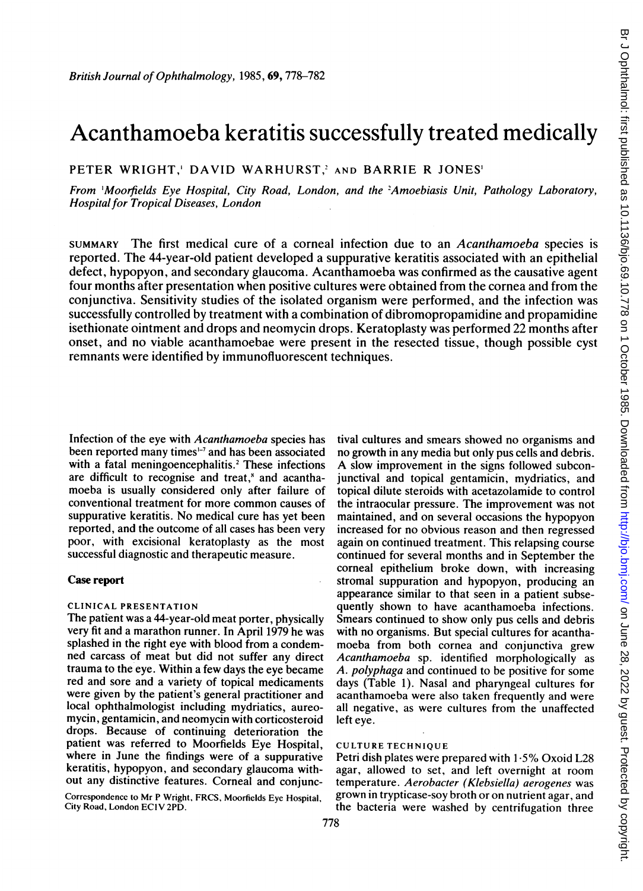# Acanthamoeba keratitis successfully treated medically

PETER WRIGHT,[1] DAVID WARHURST,[2] AND BARRIE R JONES[1]

*From [1]Moorfields Eye Hospital, City Road, London, and the [2]Amoebiasis Unit, Pathology Laboratory, Hospital for Tropical Diseases, London*

SUMMARY The first medical cure of a corneal infection due to an *Acanthamoeba* species is reported. The 44-year-old patient developed a suppurative keratitis associated with an epithelial defect, hypopyon, and secondary glaucoma. Acanthamoeba was confirmed as the causative agent four months after presentation when positive cultures were obtained from the cornea and from the conjunctiva. Sensitivity studies of the isolated organism were performed, and the infection was successfully controlled by treatment with a combination of dibromopropamidine and propamidine isethionate ointment and drops and neomycin drops. Keratoplasty was performed 22 months after onset, and no viable acanthamoebae were present in the resected tissue, though possible cyst remnants were identified by immunofluorescent techniques.

Infection of the eye with *Acanthamoeba* species has been reported many times[1-7] and has been associated with a fatal meningoencephalitis.[2] These infections are difficult to recognise and treat,[8] and acanthamoeba is usually considered only after failure of conventional treatment for more common causes of suppurative keratitis. No medical cure has yet been reported, and the outcome of all cases has been very poor, with excisional keratoplasty as the most successful diagnostic and therapeutic measure.

## Case report

### CLINICAL PRESENTATION

The patient was a 44-year-old meat porter, physically very fit and a marathon runner. In April 1979 he was splashed in the right eye with blood from a condemned carcass of meat but did not suffer any direct trauma to the eye. Within a few days the eye became red and sore and a variety of topical medicaments were given by the patient's general practitioner and local ophthalmologist including mydriatics, aureomycin, gentamicin, and neomycin with corticosteroid drops. Because of continuing deterioration the patient was referred to Moorfields Eye Hospital, where in June the findings were of a suppurative keratitis, hypopyon, and secondary glaucoma without any distinctive features. Corneal and conjunctival cultures and smears showed no organisms and no growth in any media but only pus cells and debris. A slow improvement in the signs followed subconjunctival and topical gentamicin, mydriatics, and topical dilute steroids with acetazolamide to control the intraocular pressure. The improvement was not maintained, and on several occasions the hypopyon increased for no obvious reason and then regressed again on continued treatment. This relapsing course continued for several months and in September the corneal epithelium broke down, with increasing stromal suppuration and hypopyon, producing an appearance similar to that seen in a patient subsequently shown to have acanthamoeba infections. Smears continued to show only pus cells and debris with no organisms. But special cultures for acanthamoeba from both cornea and conjunctiva grew *Acanthamoeba* sp. identified morphologically as *A. polyphaga* and continued to be positive for some days (Table 1). Nasal and pharyngeal cultures for acanthamoeba were also taken frequently and were all negative, as were cultures from the unaffected left eye.

### CULTURE TECHNIQUE

Petri dish plates were prepared with 1·5% Oxoid L28 agar, allowed to set, and left overnight at room temperature. *Aerobacter (Klebsiella) aerogenes* was grown in trypticase-soy broth or on nutrient agar, and the bacteria were washed by centrifugation three

Correspondence to Mr P Wright, FRCS, Moorfields Eye Hospital, City Road, London EC1V 2PD.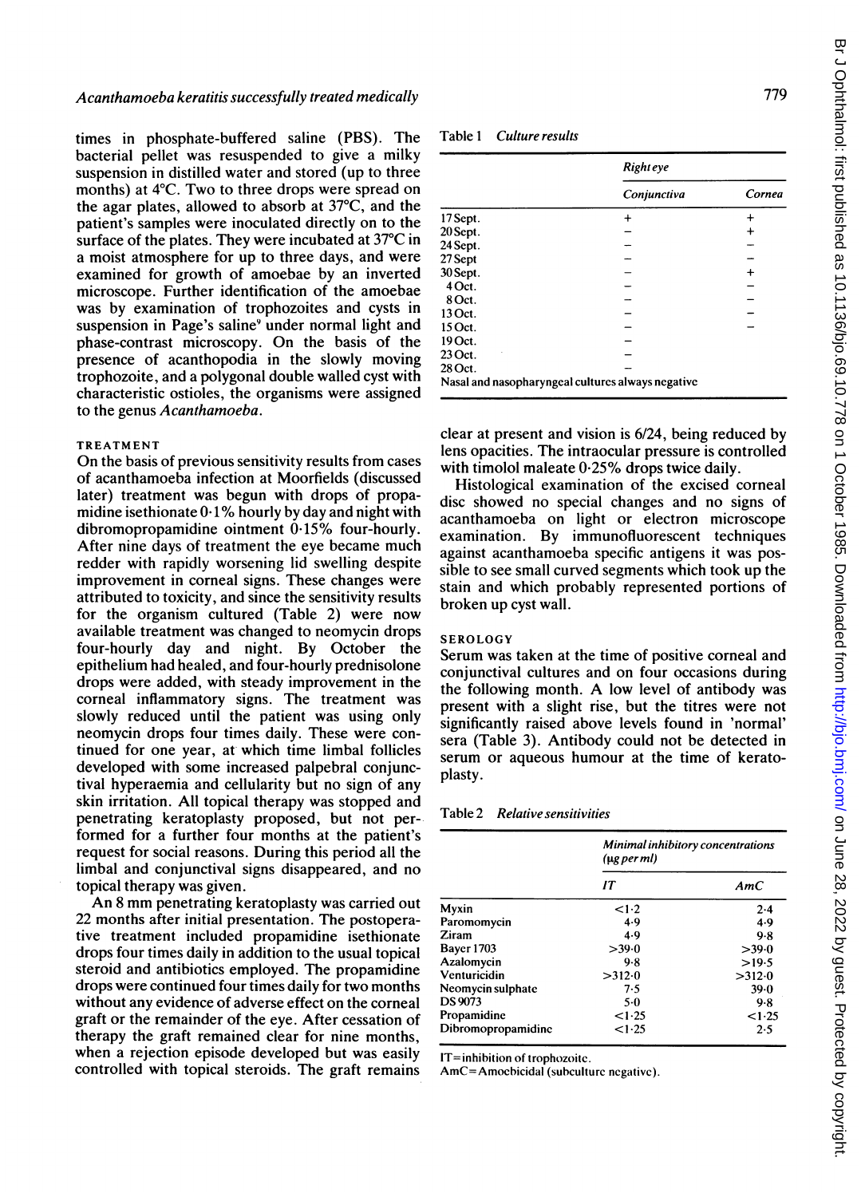times in phosphate-buffered saline (PBS). The bacterial pellet was resuspended to give a milky suspension in distilled water and stored (up to three months) at 4°C. Two to three drops were spread on the agar plates, allowed to absorb at 37°C, and the patient's samples were inoculated directly on to the surface of the plates. They were incubated at 37°C in a moist atmosphere for up to three days, and were examined for growth of amoebae by an inverted microscope. Further identification of the amoebae was by examination of trophozoites and cysts in suspension in Page's saline[9] under normal light and phase-contrast microscopy. On the basis of the presence of acanthopodia in the slowly moving trophozoite, and a polygonal double walled cyst with characteristic ostioles, the organisms were assigned to the genus *Acanthamoeba*.

## TREATMENT

On the basis of previous sensitivity results from cases of acanthamoeba infection at Moorfields (discussed later) treatment was begun with drops of propamidine isethionate 0·1% hourly by day and night with dibromopropamidine ointment 0·15% four-hourly. After nine days of treatment the eye became much redder with rapidly worsening lid swelling despite improvement in corneal signs. These changes were attributed to toxicity, and since the sensitivity results for the organism cultured (Table 2) were now available treatment was changed to neomycin drops four-hourly day and night. By October the epithelium had healed, and four-hourly prednisolone drops were added, with steady improvement in the corneal inflammatory signs. The treatment was slowly reduced until the patient was using only neomycin drops four times daily. These were continued for one year, at which time limbal follicles developed with some increased palpebral conjunctival hyperaemia and cellularity but no sign of any skin irritation. All topical therapy was stopped and penetrating keratoplasty proposed, but not performed for a further four months at the patient's request for social reasons. During this period all the limbal and conjunctival signs disappeared, and no topical therapy was given.

An 8 mm penetrating keratoplasty was carried out 22 months after initial presentation. The postoperative treatment included propamidine isethionate drops four times daily in addition to the usual topical steroid and antibiotics employed. The propamidine drops were continued four times daily for two months without any evidence of adverse effect on the corneal graft or the remainder of the eye. After cessation of therapy the graft remained clear for nine months, when a rejection episode developed but was easily controlled with topical steroids. The graft remains clear at present and vision is 6/24, being reduced by lens opacities. The intraocular pressure is controlled with timolol maleate 0·25% drops twice daily.

Histological examination of the excised corneal disc showed no special changes and no signs of acanthamoeba on light or electron microscope examination. By immunofluorescent techniques against acanthamoeba specific antigens it was possible to see small curved segments which took up the stain and which probably represented portions of broken up cyst wall.

## SEROLOGY

Serum was taken at the time of positive corneal and conjunctival cultures and on four occasions during the following month. A low level of antibody was present with a slight rise, but the titres were not significantly raised above levels found in 'normal' sera (Table 3). Antibody could not be detected in serum or aqueous humour at the time of keratoplasty.

Table 1 *Culture results*

| | *Right eye* | |
|---|---|---|
| | *Conjunctiva* | *Cornea* |
| 17 Sept. | + | + |
| 20 Sept. | − | + |
| 24 Sept. | − | − |
| 27 Sept | − | − |
| 30 Sept. | − | + |
| 4 Oct. | − | − |
| 8 Oct. | − | − |
| 13 Oct. | − | − |
| 15 Oct. | − | − |
| 19 Oct. | − | |
| 23 Oct. | − | |
| 28 Oct. | − | |

Nasal and nasopharyngeal cultures always negative

Table 2 *Relative sensitivities*

| | *Minimal inhibitory concentrations (μg per ml)* | |
|---|---|---|
| | *IT* | *AmC* |
| Myxin | <1·2 | 2·4 |
| Paromomycin | 4·9 | 4·9 |
| Ziram | 4·9 | 9·8 |
| Bayer 1703 | >39·0 | >39·0 |
| Azalomycin | 9·8 | >19·5 |
| Venturicidin | >312·0 | >312·0 |
| Neomycin sulphate | 7·5 | 39·0 |
| DS 9073 | 5·0 | 9·8 |
| Propamidine | <1·25 | <1·25 |
| Dibromopropamidine | <1·25 | 2·5 |

IT=inhibition of trophozoite.
AmC=Amoebicidal (subculture negative).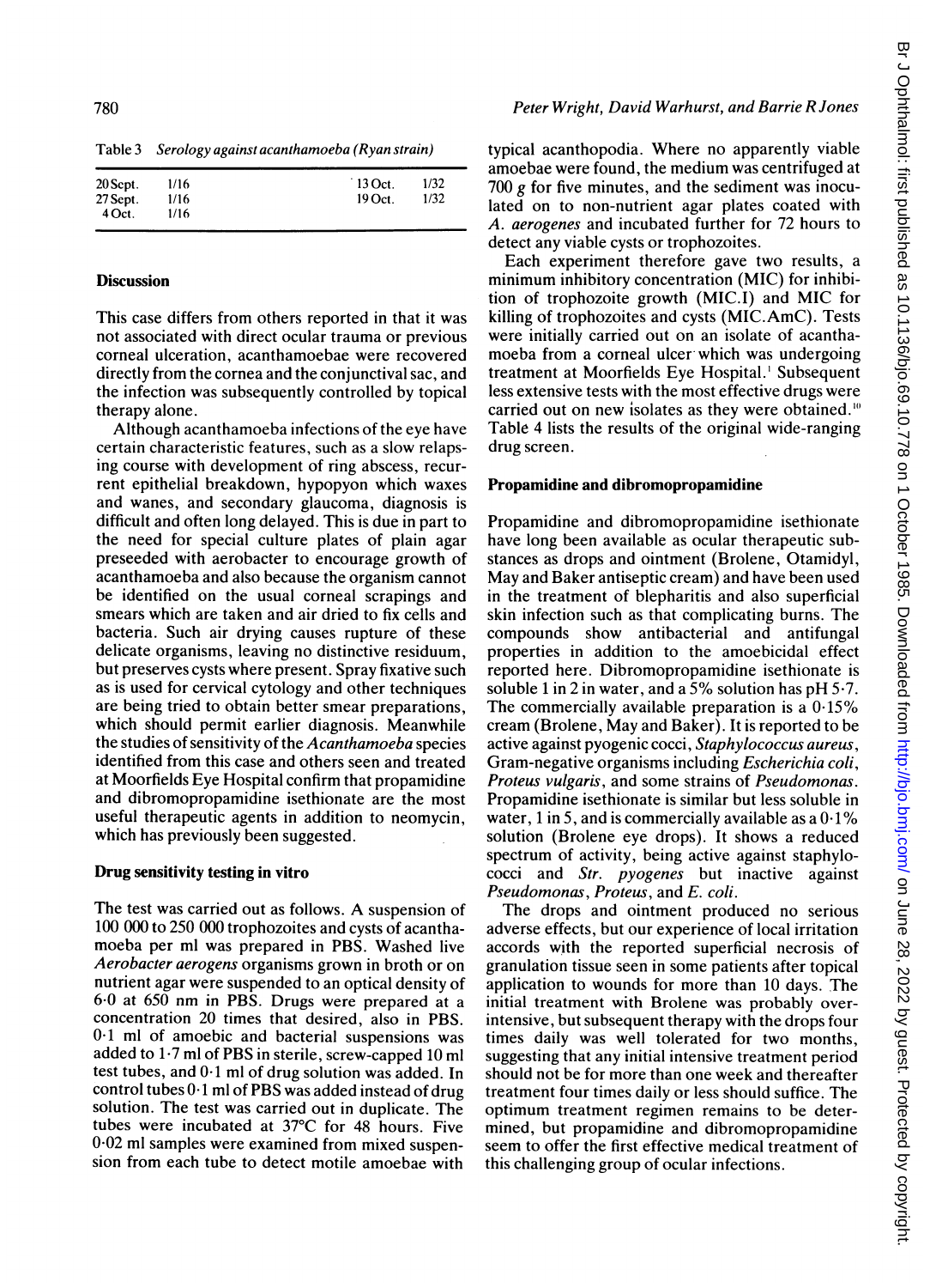Table 3 *Serology against acanthamoeba (Ryan strain)*

| | | | |
|---|---|---|---|
| 20 Sept. | 1/16 | 13 Oct. | 1/32 |
| 27 Sept. | 1/16 | 19 Oct. | 1/32 |
| 4 Oct. | 1/16 | | |

## Discussion

This case differs from others reported in that it was not associated with direct ocular trauma or previous corneal ulceration, acanthamoebae were recovered directly from the cornea and the conjunctival sac, and the infection was subsequently controlled by topical therapy alone.

Although acanthamoeba infections of the eye have certain characteristic features, such as a slow relapsing course with development of ring abscess, recurrent epithelial breakdown, hypopyon which waxes and wanes, and secondary glaucoma, diagnosis is difficult and often long delayed. This is due in part to the need for special culture plates of plain agar preseeded with aerobacter to encourage growth of acanthamoeba and also because the organism cannot be identified on the usual corneal scrapings and smears which are taken and air dried to fix cells and bacteria. Such air drying causes rupture of these delicate organisms, leaving no distinctive residuum, but preserves cysts where present. Spray fixative such as is used for cervical cytology and other techniques are being tried to obtain better smear preparations, which should permit earlier diagnosis. Meanwhile the studies of sensitivity of the *Acanthamoeba* species identified from this case and others seen and treated at Moorfields Eye Hospital confirm that propamidine and dibromopropamidine isethionate are the most useful therapeutic agents in addition to neomycin, which has previously been suggested.

### Drug sensitivity testing in vitro

The test was carried out as follows. A suspension of 100 000 to 250 000 trophozoites and cysts of acanthamoeba per ml was prepared in PBS. Washed live *Aerobacter aerogens* organisms grown in broth or on nutrient agar were suspended to an optical density of 6·0 at 650 nm in PBS. Drugs were prepared at a concentration 20 times that desired, also in PBS. 0·1 ml of amoebic and bacterial suspensions was added to 1·7 ml of PBS in sterile, screw-capped 10 ml test tubes, and 0·1 ml of drug solution was added. In control tubes 0·1 ml of PBS was added instead of drug solution. The test was carried out in duplicate. The tubes were incubated at 37°C for 48 hours. Five 0·02 ml samples were examined from mixed suspension from each tube to detect motile amoebae with typical acanthopodia. Where no apparently viable amoebae were found, the medium was centrifuged at 700 *g* for five minutes, and the sediment was inoculated on to non-nutrient agar plates coated with *A. aerogenes* and incubated further for 72 hours to detect any viable cysts or trophozoites.

Each experiment therefore gave two results, a minimum inhibitory concentration (MIC) for inhibition of trophozoite growth (MIC.I) and MIC for killing of trophozoites and cysts (MIC.AmC). Tests were initially carried out on an isolate of acanthamoeba from a corneal ulcer which was undergoing treatment at Moorfields Eye Hospital.[1] Subsequent less extensive tests with the most effective drugs were carried out on new isolates as they were obtained.[10] Table 4 lists the results of the original wide-ranging drug screen.

### Propamidine and dibromopropamidine

Propamidine and dibromopropamidine isethionate have long been available as ocular therapeutic substances as drops and ointment (Brolene, Otamidyl, May and Baker antiseptic cream) and have been used in the treatment of blepharitis and also superficial skin infection such as that complicating burns. The compounds show antibacterial and antifungal properties in addition to the amoebicidal effect reported here. Dibromopropamidine isethionate is soluble 1 in 2 in water, and a 5% solution has pH 5·7. The commercially available preparation is a 0·15% cream (Brolene, May and Baker). It is reported to be active against pyogenic cocci, *Staphylococcus aureus*, Gram-negative organisms including *Escherichia coli*, *Proteus vulgaris*, and some strains of *Pseudomonas*. Propamidine isethionate is similar but less soluble in water, 1 in 5, and is commercially available as a 0·1% solution (Brolene eye drops). It shows a reduced spectrum of activity, being active against staphylococci and *Str. pyogenes* but inactive against *Pseudomonas*, *Proteus*, and *E. coli*.

The drops and ointment produced no serious adverse effects, but our experience of local irritation accords with the reported superficial necrosis of granulation tissue seen in some patients after topical application to wounds for more than 10 days. The initial treatment with Brolene was probably over-intensive, but subsequent therapy with the drops four times daily was well tolerated for two months, suggesting that any initial intensive treatment period should not be for more than one week and thereafter treatment four times daily or less should suffice. The optimum treatment regimen remains to be determined, but propamidine and dibromopropamidine seem to offer the first effective medical treatment of this challenging group of ocular infections.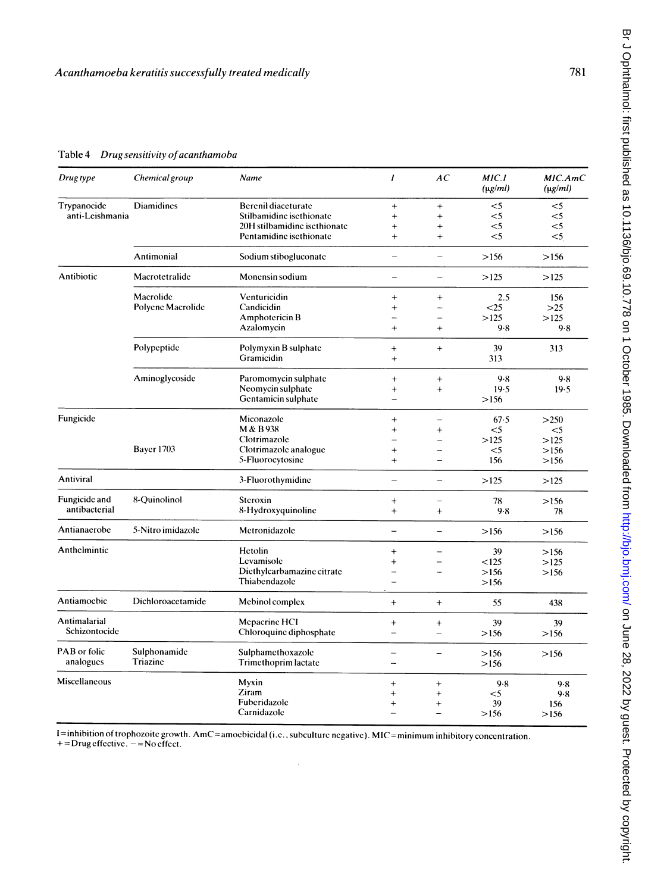Table 4 *Drug sensitivity of acanthamoba*

| *Drug type* | *Chemical group* | *Name* | *I* | *AC* | *MIC.I* (μg/ml) | *MIC.AmC* (μg/ml) |
|---|---|---|---|---|---|---|
| Trypanocide anti-Leishmania | Diamidines | Berenil diaceturate | + | + | <5 | <5 |
| | | Stilbamidine isethionate | + | + | <5 | <5 |
| | | 2OH stilbamidine isethionate | + | + | <5 | <5 |
| | | Pentamidine isethionate | + | + | <5 | <5 |
| | Antimonial | Sodium stibogluconate | – | – | >156 | >156 |
| Antibiotic | Macrotetralide | Monensin sodium | – | – | >125 | >125 |
| | Macrolide | Venturicidin | + | + | 2·5 | 156 |
| | Polyene Macrolide | Candicidin | + | – | <25 | >25 |
| | | Amphotericin B | – | – | >125 | >125 |
| | | Azalomycin | + | + | 9·8 | 9·8 |
| | Polypeptide | Polymyxin B sulphate | + | + | 39 | 313 |
| | | Gramicidin | + | | 313 | |
| | Aminoglycoside | Paromomycin sulphate | + | + | 9·8 | 9·8 |
| | | Neomycin sulphate | + | + | 19·5 | 19·5 |
| | | Gentamicin sulphate | – | | >156 | |
| Fungicide | | Miconazole | + | – | 67·5 | >250 |
| | | M & B 938 | + | + | <5 | <5 |
| | | Clotrimazole | – | – | >125 | >125 |
| | Bayer 1703 | Clotrimazole analogue | + | – | <5 | >156 |
| | | 5-Fluorocytosine | + | – | 156 | >156 |
| Antiviral | | 3-Fluorothymidine | – | – | >125 | >125 |
| Fungicide and antibacterial | 8-Quinolinol | Steroxin | + | – | 78 | >156 |
| | | 8-Hydroxyquinoline | + | + | 9·8 | 78 |
| Antianaerobe | 5-Nitro imidazole | Metronidazole | – | – | >156 | >156 |
| Anthelmintic | | Hetolin | + | – | 39 | >156 |
| | | Levamisole | + | – | <125 | >125 |
| | | Diethylcarbamazine citrate | – | – | >156 | >156 |
| | | Thiabendazole | – | | >156 | |
| Antiamoebic | Dichloroacetamide | Mebinol complex | + | + | 55 | 438 |
| Antimalarial Schizontocide | | Mepacrine HCl | + | + | 39 | 39 |
| | | Chloroquine diphosphate | – | – | >156 | >156 |
| PAB or folic analogues | Sulphonamide | Sulphamethoxazole | – | – | >156 | >156 |
| | Triazine | Trimethoprim lactate | – | | >156 | |
| Miscellaneous | | Myxin | + | + | 9·8 | 9·8 |
| | | Ziram | + | + | <5 | 9·8 |
| | | Fuberidazole | + | + | 39 | 156 |
| | | Carnidazole | – | – | >156 | >156 |

I=inhibition of trophozoite growth. AmC=amoebicidal (i.e., subculture negative). MIC=minimum inhibitory concentration.
+=Drug effective. –=No effect.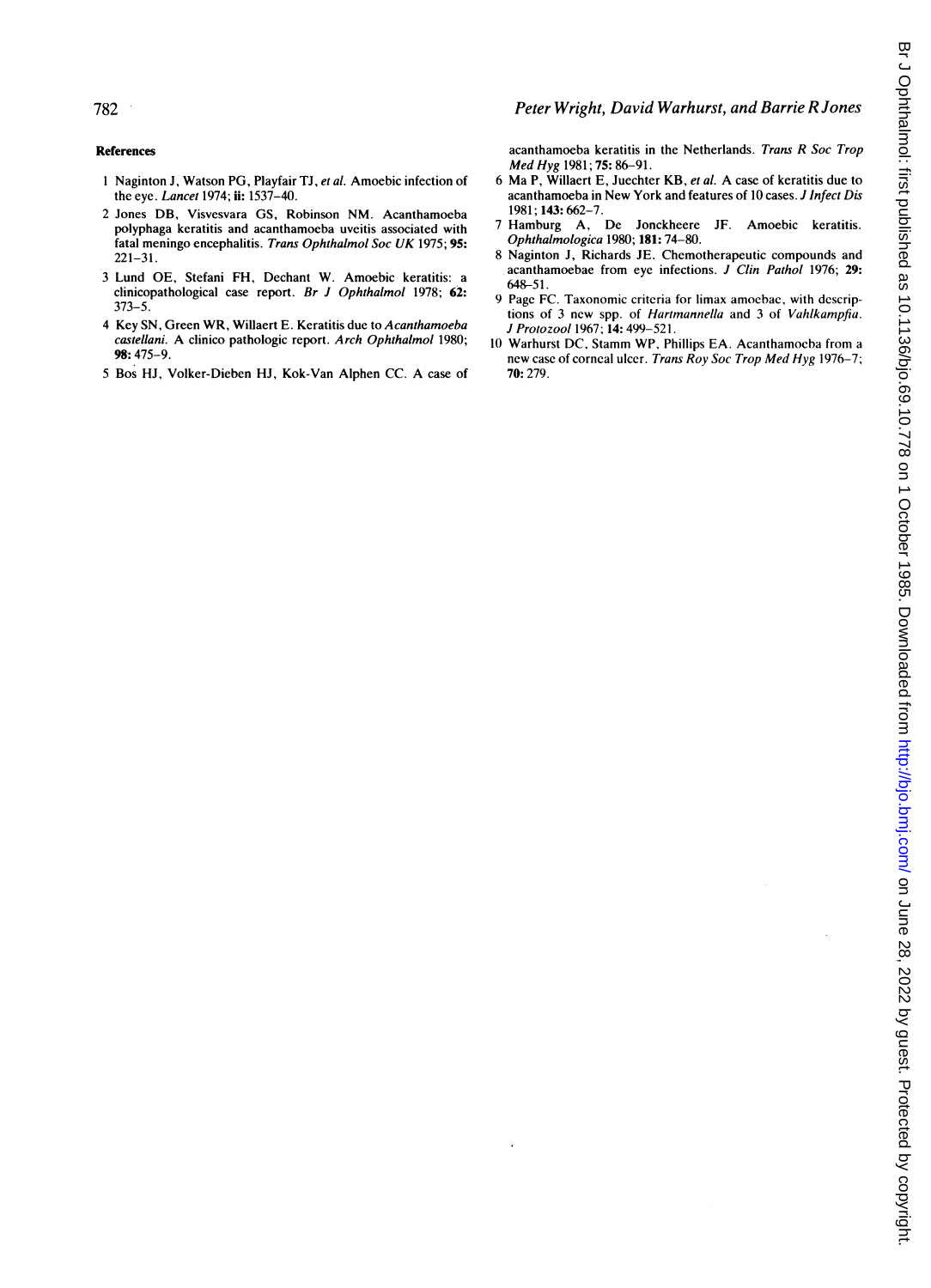**References**

1 Naginton J, Watson PG, Playfair TJ, *et al.* Amoebic infection of the eye. *Lancet* 1974; **ii:** 1537–40.

2 Jones DB, Visvesvara GS, Robinson NM. Acanthamoeba polyphaga keratitis and acanthamoeba uveitis associated with fatal meningo encephalitis. *Trans Ophthalmol Soc UK* 1975; **95:** 221–31.

3 Lund OE, Stefani FH, Dechant W. Amoebic keratitis: a clinicopathological case report. *Br J Ophthalmol* 1978; **62:** 373–5.

4 Key SN, Green WR, Willaert E. Keratitis due to *Acanthamoeba castellani.* A clinico pathologic report. *Arch Ophthalmol* 1980; **98:** 475–9.

5 Bos HJ, Volker-Dieben HJ, Kok-Van Alphen CC. A case of acanthamoeba keratitis in the Netherlands. *Trans R Soc Trop Med Hyg* 1981; **75:** 86–91.

6 Ma P, Willaert E, Juechter KB, *et al.* A case of keratitis due to acanthamoeba in New York and features of 10 cases. *J Infect Dis* 1981; **143:** 662–7.

7 Hamburg A, De Jonckheere JF. Amoebic keratitis. *Ophthalmologica* 1980; **181:** 74–80.

8 Naginton J, Richards JE. Chemotherapeutic compounds and acanthamoebae from eye infections. *J Clin Pathol* 1976; **29:** 648–51.

9 Page FC. Taxonomic criteria for limax amoebae, with descriptions of 3 new spp. of *Hartmannella* and 3 of *Vahlkampfia*. *J Protozool* 1967; **14:** 499–521.

10 Warhurst DC, Stamm WP, Phillips EA. Acanthamoeba from a new case of corneal ulcer. *Trans Roy Soc Trop Med Hyg* 1976–7; **70:** 279.